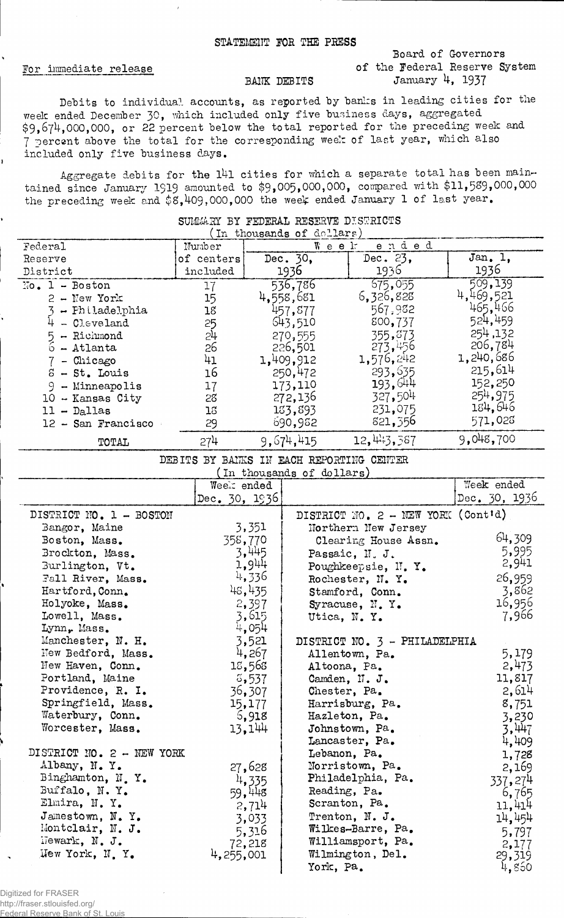STATEMENT FOR THE PRESS

For immediate release

Board of Governors
of the Federal Reserve System
January 4, 1937

BANK DEBITS

Debits to individual accounts, as reported by banks in leading cities for the week ended December 30, which included only five business days, aggregated $9,674,000,000, or 22 percent below the total reported for the preceding week and 7 percent above the total for the corresponding week of last year, which also included only five business days.

Aggregate debits for the 141 cities for which a separate total has been maintained since January 1919 amounted to $9,005,000,000, compared with $11,589,000,000 the preceding week and $8,409,000,000 the week ended January 1 of last year.

SUMMARY BY FEDERAL RESERVE DISTRICTS
(In thousands of dollars)

| Federal Reserve District | Number of centers included | Week ended Dec. 30, 1936 | Week ended Dec. 23, 1936 | Week ended Jan. 1, 1936 |
|---|---|---|---|---|
| No. 1 - Boston | 17 | 536,786 | 675,055 | 509,139 |
| 2 - New York | 15 | 4,558,681 | 6,326,828 | 4,469,521 |
| 3 - Philadelphia | 18 | 457,877 | 567,982 | 465,466 |
| 4 - Cleveland | 25 | 643,510 | 800,737 | 524,459 |
| 5 - Richmond | 24 | 270,555 | 355,873 | 254,132 |
| 6 - Atlanta | 26 | 226,501 | 273,456 | 206,784 |
| 7 - Chicago | 41 | 1,409,912 | 1,576,242 | 1,240,686 |
| 8 - St. Louis | 16 | 250,472 | 293,635 | 215,614 |
| 9 - Minneapolis | 17 | 173,110 | 193,644 | 152,250 |
| 10 - Kansas City | 28 | 272,136 | 327,504 | 254,975 |
| 11 - Dallas | 18 | 183,893 | 231,075 | 184,646 |
| 12 - San Francisco | 29 | 690,982 | 821,356 | 571,028 |
| TOTAL | 274 | 9,674,415 | 12,443,387 | 9,048,700 |

DEBITS BY BANKS IN EACH REPORTING CENTER
(In thousands of dollars)

| | Week ended Dec. 30, 1936 | | Week ended Dec. 30, 1936 |
|---|---|---|---|
| **DISTRICT NO. 1 - BOSTON** | | **DISTRICT NO. 2 - NEW YORK (Cont'd)** | |
| Bangor, Maine | 3,351 | Northern New Jersey Clearing House Assn. | 64,309 |
| Boston, Mass. | 358,770 | Passaic, N. J. | 5,995 |
| Brockton, Mass. | 3,445 | Poughkeepsie, N. Y. | 2,941 |
| Burlington, Vt. | 1,944 | Rochester, N. Y. | 26,959 |
| Fall River, Mass. | 4,336 | Stamford, Conn. | 3,862 |
| Hartford, Conn. | 48,435 | Syracuse, N. Y. | 16,956 |
| Holyoke, Mass. | 2,397 | Utica, N. Y. | 7,966 |
| Lowell, Mass. | 3,615 | | |
| Lynn, Mass. | 4,054 | | |
| Manchester, N. H. | 3,521 | **DISTRICT NO. 3 - PHILADELPHIA** | |
| New Bedford, Mass. | 4,267 | Allentown, Pa. | 5,179 |
| New Haven, Conn. | 18,568 | Altoona, Pa. | 2,473 |
| Portland, Maine | 8,537 | Camden, N. J. | 11,817 |
| Providence, R. I. | 36,307 | Chester, Pa. | 2,614 |
| Springfield, Mass. | 15,177 | Harrisburg, Pa. | 8,751 |
| Waterbury, Conn. | 6,918 | Hazleton, Pa. | 3,230 |
| Worcester, Mass. | 13,144 | Johnstown, Pa. | 3,447 |
| | | Lancaster, Pa. | 4,409 |
| **DISTRICT NO. 2 - NEW YORK** | | Lebanon, Pa. | 1,728 |
| Albany, N. Y. | 27,628 | Norristown, Pa. | 2,169 |
| Binghamton, N. Y. | 4,335 | Philadelphia, Pa. | 337,274 |
| Buffalo, N. Y. | 59,448 | Reading, Pa. | 6,765 |
| Elmira, N. Y. | 2,714 | Scranton, Pa. | 11,414 |
| Jamestown, N. Y. | 3,033 | Trenton, N. J. | 14,454 |
| Montclair, N. J. | 5,316 | Wilkes-Barre, Pa. | 5,797 |
| Newark, N. J. | 72,218 | Williamsport, Pa. | 2,177 |
| New York, N. Y. | 4,255,001 | Wilmington, Del. | 29,319 |
| | | York, Pa. | 4,860 |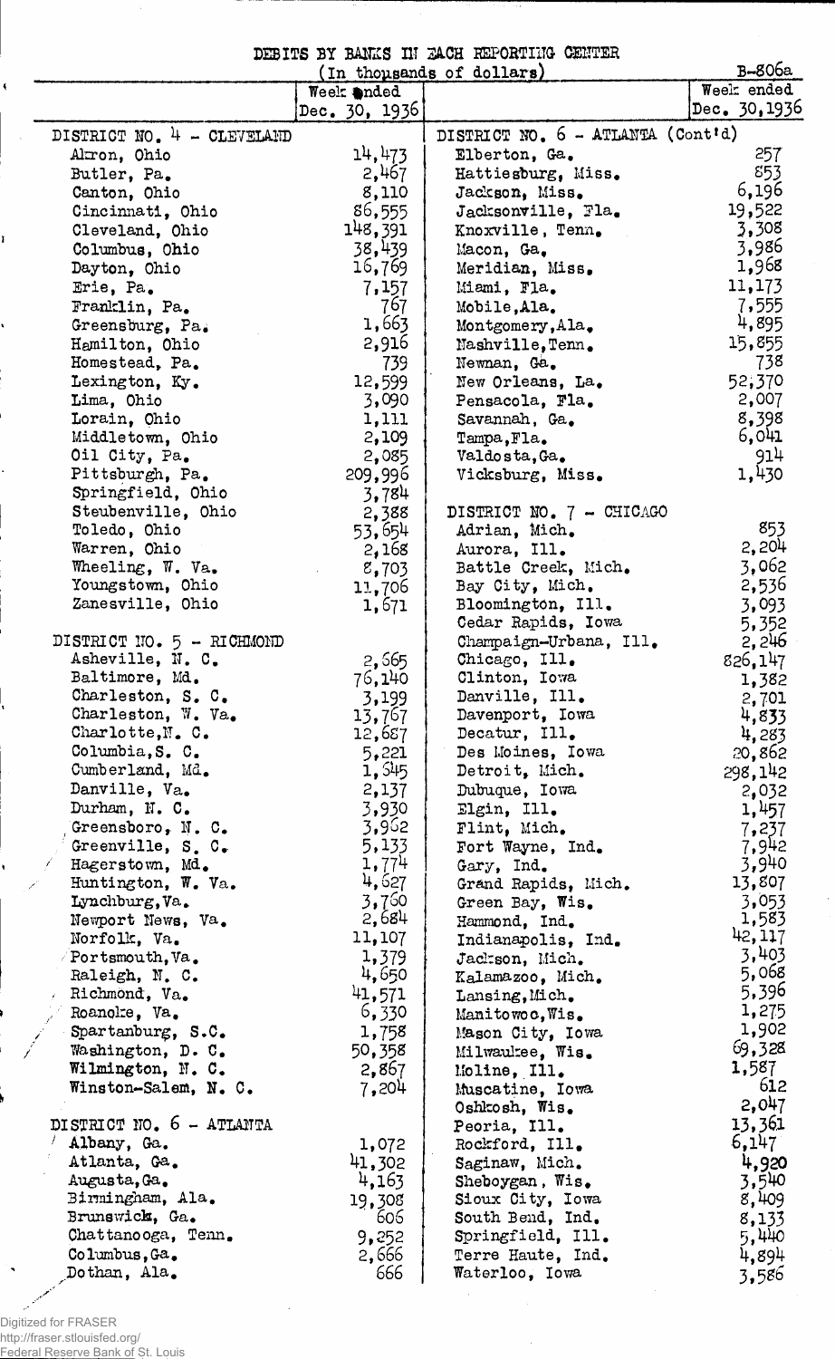# DEBITS BY BANKS IN EACH REPORTING CENTER

(In thousands of dollars)

B-806a

| | Week ended Dec. 30, 1936 |
|---|---|
| **DISTRICT NO. 4 - CLEVELAND** | |
| Akron, Ohio | 14,473 |
| Butler, Pa. | 2,467 |
| Canton, Ohio | 8,110 |
| Cincinnati, Ohio | 86,555 |
| Cleveland, Ohio | 148,391 |
| Columbus, Ohio | 38,439 |
| Dayton, Ohio | 16,769 |
| Erie, Pa. | 7,157 |
| Franklin, Pa. | 767 |
| Greensburg, Pa. | 1,663 |
| Hamilton, Ohio | 2,916 |
| Homestead, Pa. | 739 |
| Lexington, Ky. | 12,599 |
| Lima, Ohio | 3,090 |
| Lorain, Ohio | 1,111 |
| Middletown, Ohio | 2,109 |
| Oil City, Pa. | 2,085 |
| Pittsburgh, Pa. | 209,996 |
| Springfield, Ohio | 3,784 |
| Steubenville, Ohio | 2,388 |
| Toledo, Ohio | 53,654 |
| Warren, Ohio | 2,168 |
| Wheeling, W. Va. | 8,703 |
| Youngstown, Ohio | 11,706 |
| Zanesville, Ohio | 1,671 |
| **DISTRICT NO. 5 - RICHMOND** | |
| Asheville, N. C. | 2,665 |
| Baltimore, Md. | 76,140 |
| Charleston, S. C. | 3,199 |
| Charleston, W. Va. | 13,767 |
| Charlotte, N. C. | 12,687 |
| Columbia, S. C. | 5,221 |
| Cumberland, Md. | 1,545 |
| Danville, Va. | 2,137 |
| Durham, N. C. | 3,930 |
| Greensboro, N. C. | 3,962 |
| Greenville, S. C. | 5,133 |
| Hagerstown, Md. | 1,774 |
| Huntington, W. Va. | 4,627 |
| Lynchburg, Va. | 3,760 |
| Newport News, Va. | 2,684 |
| Norfolk, Va. | 11,107 |
| Portsmouth, Va. | 1,379 |
| Raleigh, N. C. | 4,650 |
| Richmond, Va. | 41,571 |
| Roanoke, Va. | 6,330 |
| Spartanburg, S.C. | 1,758 |
| Washington, D. C. | 50,358 |
| Wilmington, N. C. | 2,867 |
| Winston-Salem, N. C. | 7,204 |
| **DISTRICT NO. 6 - ATLANTA** | |
| Albany, Ga. | 1,072 |
| Atlanta, Ga. | 41,302 |
| Augusta, Ga. | 4,163 |
| Birmingham, Ala. | 19,308 |
| Brunswick, Ga. | 606 |
| Chattanooga, Tenn. | 9,252 |
| Columbus, Ga. | 2,666 |
| Dothan, Ala. | 666 |

| | Week ended Dec. 30, 1936 |
|---|---|
| **DISTRICT NO. 6 - ATLANTA (Cont'd)** | |
| Elberton, Ga. | 257 |
| Hattiesburg, Miss. | 853 |
| Jackson, Miss. | 6,196 |
| Jacksonville, Fla. | 19,522 |
| Knoxville, Tenn. | 3,308 |
| Macon, Ga. | 3,986 |
| Meridian, Miss. | 1,968 |
| Miami, Fla. | 11,173 |
| Mobile, Ala. | 7,555 |
| Montgomery, Ala. | 4,895 |
| Nashville, Tenn. | 15,855 |
| Newnan, Ga. | 738 |
| New Orleans, La. | 52,370 |
| Pensacola, Fla. | 2,007 |
| Savannah, Ga. | 8,398 |
| Tampa, Fla. | 6,041 |
| Valdosta, Ga. | 914 |
| Vicksburg, Miss. | 1,430 |
| **DISTRICT NO. 7 - CHICAGO** | |
| Adrian, Mich. | 853 |
| Aurora, Ill. | 2,204 |
| Battle Creek, Mich. | 3,062 |
| Bay City, Mich. | 2,536 |
| Bloomington, Ill. | 3,093 |
| Cedar Rapids, Iowa | 5,352 |
| Champaign-Urbana, Ill. | 2,246 |
| Chicago, Ill. | 826,147 |
| Clinton, Iowa | 1,382 |
| Danville, Ill. | 2,701 |
| Davenport, Iowa | 4,833 |
| Decatur, Ill. | 4,283 |
| Des Moines, Iowa | 20,862 |
| Detroit, Mich. | 298,142 |
| Dubuque, Iowa | 2,032 |
| Elgin, Ill. | 1,457 |
| Flint, Mich. | 7,237 |
| Fort Wayne, Ind. | 7,942 |
| Gary, Ind. | 3,940 |
| Grand Rapids, Mich. | 13,807 |
| Green Bay, Wis. | 3,053 |
| Hammond, Ind. | 1,583 |
| Indianapolis, Ind. | 42,117 |
| Jackson, Mich. | 3,403 |
| Kalamazoo, Mich. | 5,068 |
| Lansing, Mich. | 5,396 |
| Manitowoc, Wis. | 1,275 |
| Mason City, Iowa | 1,902 |
| Milwaukee, Wis. | 69,328 |
| Moline, Ill. | 1,587 |
| Muscatine, Iowa | 612 |
| Oshkosh, Wis. | 2,047 |
| Peoria, Ill. | 13,361 |
| Rockford, Ill. | 6,147 |
| Saginaw, Mich. | 4,920 |
| Sheboygan, Wis. | 3,540 |
| Sioux City, Iowa | 8,409 |
| South Bend, Ind. | 8,133 |
| Springfield, Ill. | 5,440 |
| Terre Haute, Ind. | 4,894 |
| Waterloo, Iowa | 3,586 |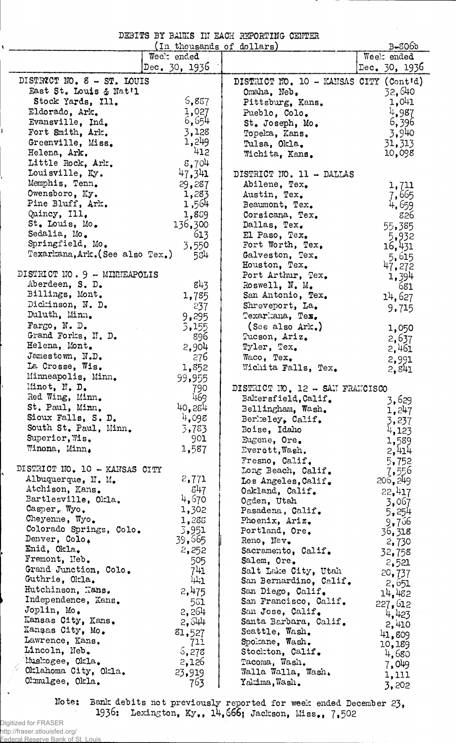DEBITS BY BANKS IN EACH REPORTING CENTER

(In thousands of dollars) B-806b

| | Week ended Dec. 30, 1936 | | Week ended Dec. 30, 1936 |
|---|---|---|---|
| DISTRICT NO. 8 - ST. LOUIS | | DISTRICT NO. 10 - KANSAS CITY (Cont'd) | |
| East St. Louis & Nat'l Stock Yards, Ill. | 6,887 | Omaha, Neb. | 32,640 |
| Eldorado, Ark. | 1,027 | Pittsburg, Kans. | 1,041 |
| Evansville, Ind. | 6,654 | Pueblo, Colo. | 4,987 |
| Fort Smith, Ark. | 3,128 | St. Joseph, Mo. | 6,396 |
| Greenville, Miss. | 1,249 | Topeka, Kans. | 3,940 |
| Helena, Ark. | 412 | Tulsa, Okla. | 31,313 |
| Little Rock, Ark. | 8,704 | Wichita, Kans. | 10,098 |
| Louisville, Ky. | 47,341 | | |
| Memphis, Tenn. | 29,287 | DISTRICT NO. 11 - DALLAS | |
| Owensboro, Ky. | 1,283 | Abilene, Tex. | 1,711 |
| Pine Bluff, Ark. | 1,564 | Austin, Tex. | 7,665 |
| Quincy, Ill. | 1,889 | Beaumont, Tex. | 4,659 |
| St. Louis, Mo. | 136,300 | Corsicana, Tex. | 826 |
| Sedalia, Mo. | 613 | Dallas, Tex. | 55,385 |
| Springfield, Mo. | 3,550 | El Paso, Tex. | 5,932 |
| Texarkana, Ark. (See also Tex.) | 584 | Fort Worth, Tex. | 16,431 |
| | | Galveston, Tex. | 5,615 |
| DISTRICT NO. 9 - MINNEAPOLIS | | Houston, Tex. | 47,272 |
| Aberdeen, S. D. | 843 | Port Arthur, Tex. | 1,394 |
| Billings, Mont. | 1,785 | Roswell, N. M. | 681 |
| Dickinson, N. D. | 237 | San Antonio, Tex. | 14,627 |
| Duluth, Minn. | 9,295 | Shreveport, La. | 9,715 |
| Fargo, N. D. | 3,155 | Texarkana, Tex. (See also Ark.) | 1,050 |
| Grand Forks, N. D. | 896 | Tucson, Ariz. | 2,637 |
| Helena, Mont. | 2,904 | Tyler, Tex. | 2,461 |
| Jamestown, N.D. | 276 | Waco, Tex. | 2,991 |
| La Crosse, Wis. | 1,852 | Wichita Falls, Tex. | 2,841 |
| Minneapolis, Minn. | 99,955 | | |
| Minot, N. D. | 790 | DISTRICT NO. 12 - SAN FRANCISCO | |
| Red Wing, Minn. | 469 | Bakersfield, Calif. | 3,629 |
| St. Paul, Minn. | 40,284 | Bellingham, Wash. | 1,247 |
| Sioux Falls, S. D. | 4,098 | Berkeley, Calif. | 3,237 |
| South St. Paul, Minn. | 3,783 | Boise, Idaho | 4,123 |
| Superior, Wis. | 901 | Eugene, Ore. | 1,589 |
| Winona, Minn. | 1,587 | Everett, Wash. | 2,414 |
| | | Fresno, Calif. | 5,752 |
| DISTRICT NO. 10 - KANSAS CITY | | Long Beach, Calif. | 7,556 |
| Albuquerque, N. M. | 2,771 | Los Angeles, Calif. | 206,249 |
| Atchison, Kans. | 847 | Oakland, Calif. | 22,417 |
| Bartlesville, Okla. | 4,670 | Ogden, Utah | 3,067 |
| Casper, Wyo. | 1,302 | Pasadena, Calif. | 5,254 |
| Cheyenne, Wyo. | 1,288 | Phoenix, Ariz. | 9,766 |
| Colorado Springs, Colo. | 3,951 | Portland, Ore. | 36,318 |
| Denver, Colo. | 39,665 | Reno, Nev. | 2,730 |
| Enid, Okla. | 2,252 | Sacramento, Calif. | 32,758 |
| Fremont, Neb. | 505 | Salem, Ore. | 2,521 |
| Grand Junction, Colo. | 741 | Salt Lake City, Utah | 20,737 |
| Guthrie, Okla. | 441 | San Bernardino, Calif. | 2,651 |
| Hutchinson, Kans. | 2,475 | San Diego, Calif. | 14,482 |
| Independence, Kans. | 561 | San Francisco, Calif. | 227,612 |
| Joplin, Mo. | 2,264 | San Jose, Calif. | 4,423 |
| Kansas City, Kans. | 2,644 | Santa Barbara, Calif. | 2,410 |
| Kansas City, Mo. | 81,527 | Seattle, Wash. | 41,809 |
| Lawrence, Kans. | 711 | Spokane, Wash. | 10,189 |
| Lincoln, Neb. | 6,278 | Stockton, Calif. | 4,680 |
| Muskogee, Okla. | 2,126 | Tacoma, Wash. | 7,049 |
| Oklahoma City, Okla. | 23,919 | Walla Walla, Wash. | 1,111 |
| Okmulgee, Okla. | 763 | Yakima, Wash. | 3,202 |

Note: Bank debits not previously reported for week ended December 23, 1936: Lexington, Ky., 14,666; Jackson, Miss., 7,502